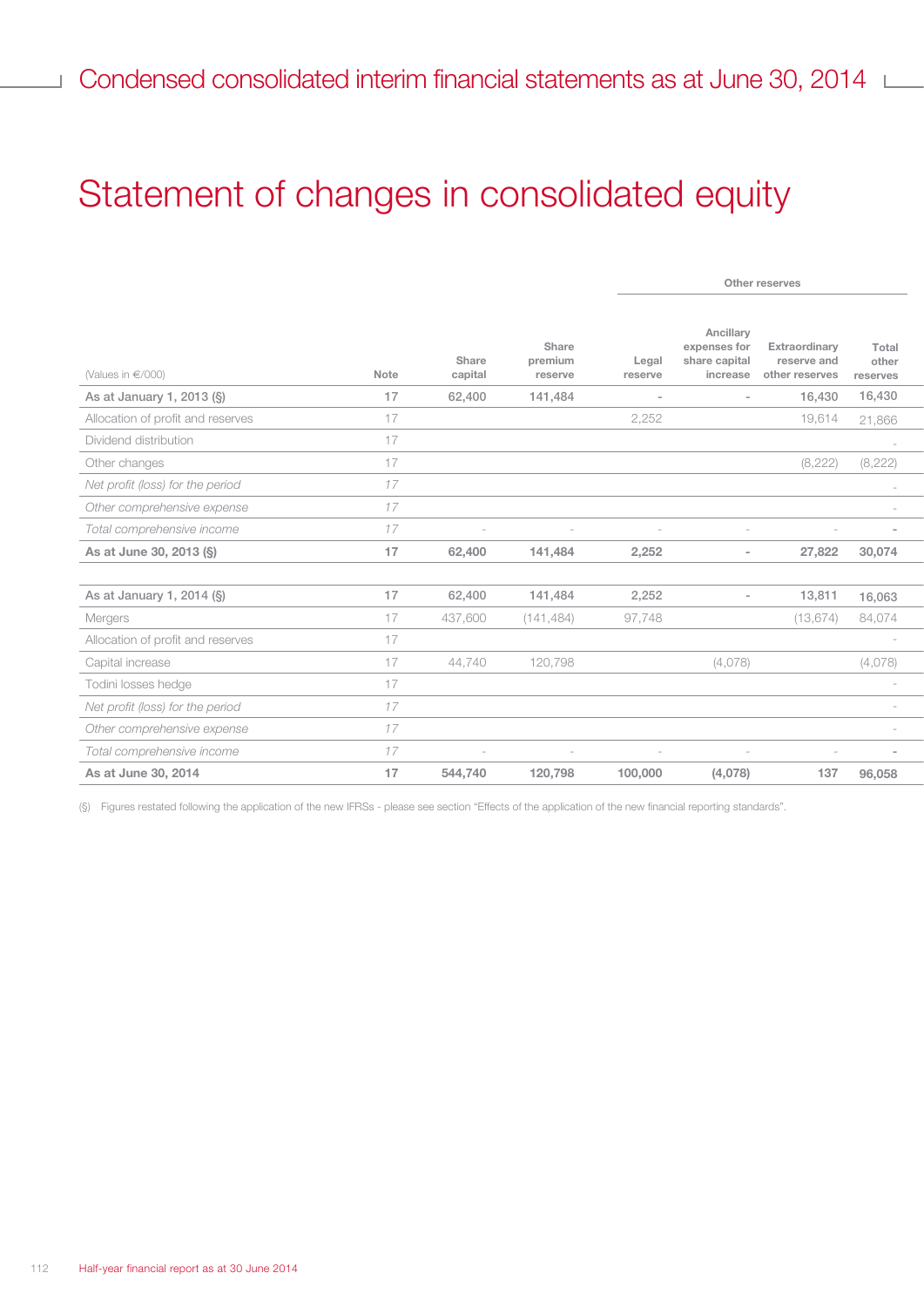# Statement of changes in consolidated equity

| (Values in €/000) | Note | Share capital | Share premium reserve | Other reserves | | | |
|---|---|---|---|---|---|---|---|
| | | | | Legal reserve | Ancillary expenses for share capital increase | Extraordinary reserve and other reserves | Total other reserves |
| **As at January 1, 2013 (§)** | **17** | **62,400** | **141,484** | **-** | **-** | **16,430** | **16,430** |
| Allocation of profit and reserves | 17 | | | 2,252 | | 19,614 | 21,866 |
| Dividend distribution | 17 | | | | | | - |
| Other changes | 17 | | | | | (8,222) | (8,222) |
| *Net profit (loss) for the period* | *17* | | | | | | - |
| *Other comprehensive expense* | *17* | | | | | | - |
| *Total comprehensive income* | *17* | - | - | - | - | - | - |
| **As at June 30, 2013 (§)** | **17** | **62,400** | **141,484** | **2,252** | **-** | **27,822** | **30,074** |
| | | | | | | | |
| **As at January 1, 2014 (§)** | **17** | **62,400** | **141,484** | **2,252** | **-** | **13,811** | **16,063** |
| Mergers | 17 | 437,600 | (141,484) | 97,748 | | (13,674) | 84,074 |
| Allocation of profit and reserves | 17 | | | | | | - |
| Capital increase | 17 | 44,740 | 120,798 | | (4,078) | | (4,078) |
| Todini losses hedge | 17 | | | | | | - |
| *Net profit (loss) for the period* | *17* | | | | | | - |
| *Other comprehensive expense* | *17* | | | | | | - |
| *Total comprehensive income* | *17* | - | - | - | - | - | - |
| **As at June 30, 2014** | **17** | **544,740** | **120,798** | **100,000** | **(4,078)** | **137** | **96,058** |

(§) Figures restated following the application of the new IFRSs - please see section "Effects of the application of the new financial reporting standards".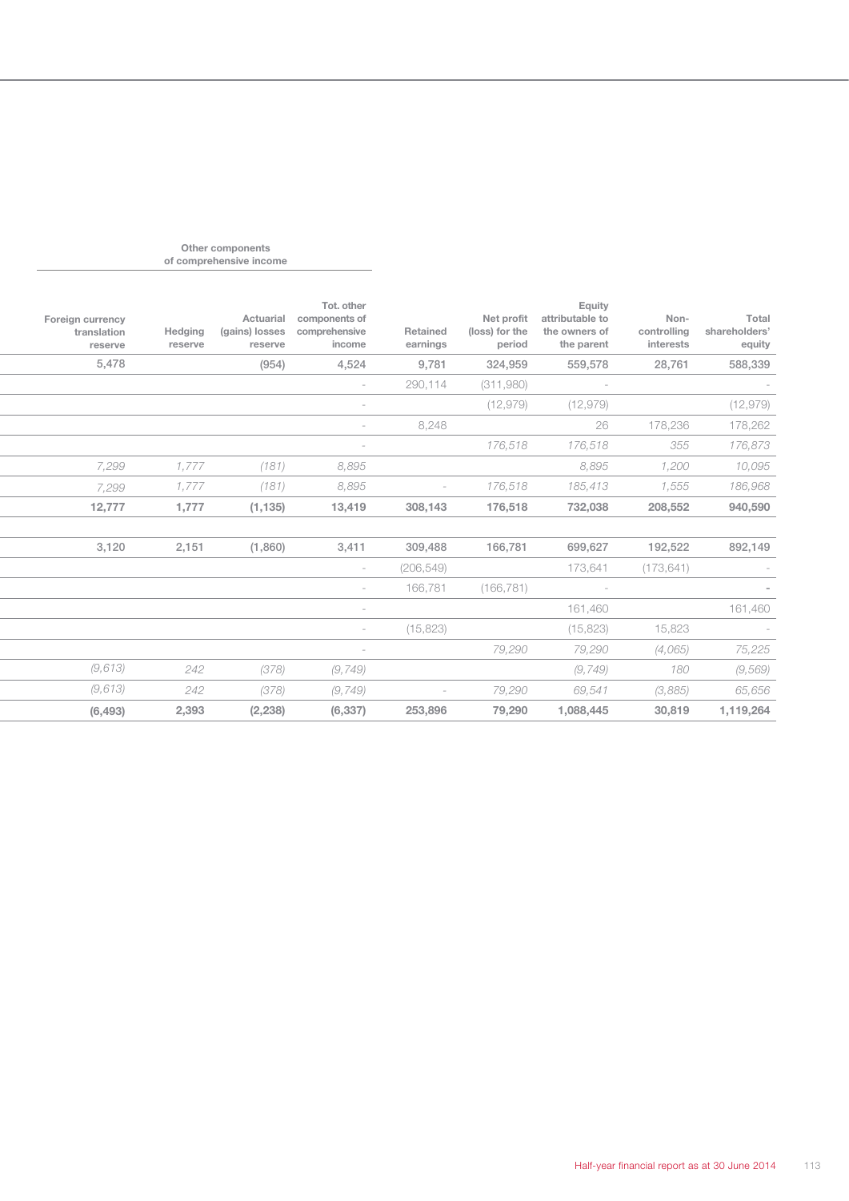| Other components of comprehensive income | | | | | | | | |
|---|---|---|---|---|---|---|---|---|
| Foreign currency translation reserve | Hedging reserve | Actuarial (gains) losses reserve | Tot. other components of comprehensive income | Retained earnings | Net profit (loss) for the period | Equity attributable to the owners of the parent | Non-controlling interests | Total shareholders' equity |
| **5,478** | | **(954)** | **4,524** | **9,781** | **324,959** | **559,578** | **28,761** | **588,339** |
| | | | - | 290,114 | (311,980) | - | | - |
| | | | - | | (12,979) | (12,979) | | (12,979) |
| | | | - | 8,248 | | 26 | 178,236 | 178,262 |
| | | | - | | *176,518* | *176,518* | *355* | *176,873* |
| *7,299* | *1,777* | *(181)* | *8,895* | | | *8,895* | *1,200* | *10,095* |
| *7,299* | *1,777* | *(181)* | *8,895* | - | *176,518* | *185,413* | *1,555* | *186,968* |
| **12,777** | **1,777** | **(1,135)** | **13,419** | **308,143** | **176,518** | **732,038** | **208,552** | **940,590** |
| | | | | | | | | |
| **3,120** | **2,151** | **(1,860)** | **3,411** | **309,488** | **166,781** | **699,627** | **192,522** | **892,149** |
| | | | - | (206,549) | | 173,641 | (173,641) | - |
| | | | - | 166,781 | (166,781) | - | | - |
| | | | - | | | 161,460 | | 161,460 |
| | | | - | (15,823) | | (15,823) | 15,823 | - |
| | | | - | | *79,290* | *79,290* | *(4,065)* | *75,225* |
| *(9,613)* | *242* | *(378)* | *(9,749)* | | | *(9,749)* | *180* | *(9,569)* |
| *(9,613)* | *242* | *(378)* | *(9,749)* | - | *79,290* | *69,541* | *(3,885)* | *65,656* |
| **(6,493)** | **2,393** | **(2,238)** | **(6,337)** | **253,896** | **79,290** | **1,088,445** | **30,819** | **1,119,264** |